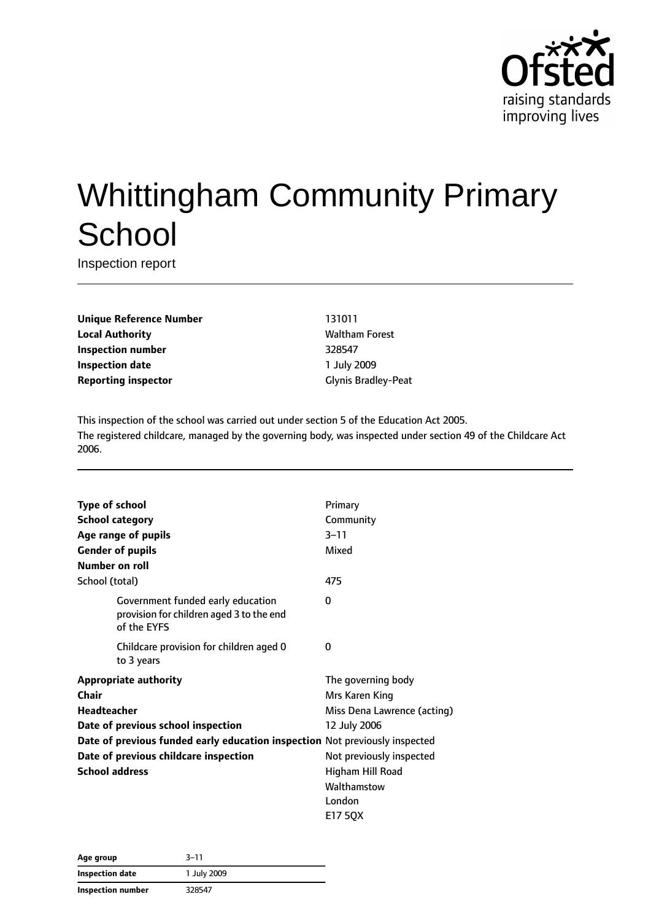# Whittingham Community Primary School

Inspection report

| | |
|---|---|
| **Unique Reference Number** | 131011 |
| **Local Authority** | Waltham Forest |
| **Inspection number** | 328547 |
| **Inspection date** | 1 July 2009 |
| **Reporting inspector** | Glynis Bradley-Peat |

This inspection of the school was carried out under section 5 of the Education Act 2005.

The registered childcare, managed by the governing body, was inspected under section 49 of the Childcare Act 2006.

| | |
|---|---|
| **Type of school** | Primary |
| **School category** | Community |
| **Age range of pupils** | 3–11 |
| **Gender of pupils** | Mixed |
| **Number on roll** | |
| School (total) | 475 |
| Government funded early education provision for children aged 3 to the end of the EYFS | 0 |
| Childcare provision for children aged 0 to 3 years | 0 |
| **Appropriate authority** | The governing body |
| **Chair** | Mrs Karen King |
| **Headteacher** | Miss Dena Lawrence (acting) |
| **Date of previous school inspection** | 12 July 2006 |
| **Date of previous funded early education inspection** | Not previously inspected |
| **Date of previous childcare inspection** | Not previously inspected |
| **School address** | Higham Hill Road<br>Walthamstow<br>London<br>E17 5QX |

| | |
|---|---|
| **Age group** | 3–11 |
| **Inspection date** | 1 July 2009 |
| **Inspection number** | 328547 |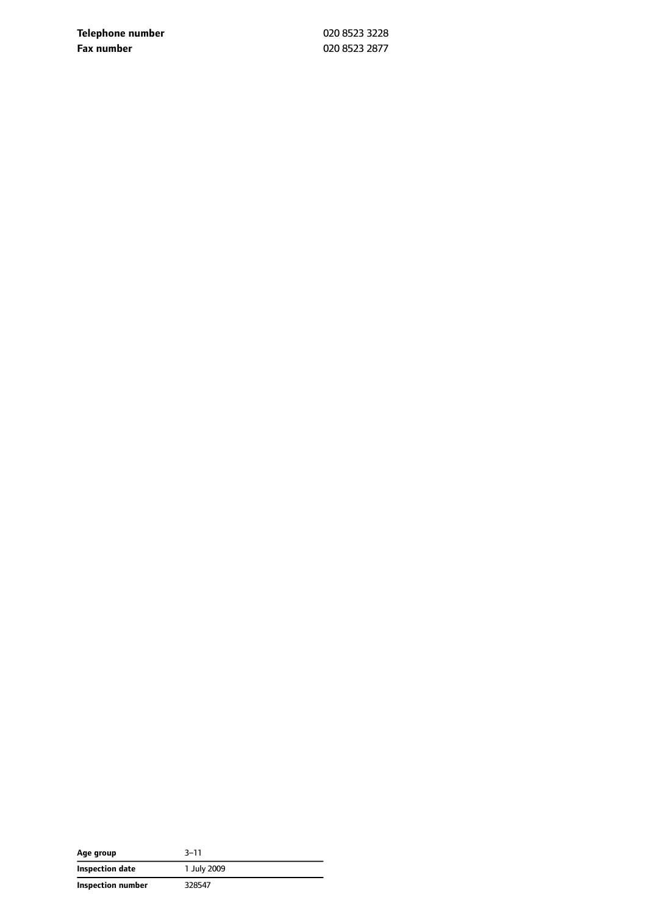| | |
|---|---|
| **Telephone number** | 020 8523 3228 |
| **Fax number** | 020 8523 2877 |

| | |
|---|---|
| **Age group** | 3–11 |
| **Inspection date** | 1 July 2009 |
| **Inspection number** | 328547 |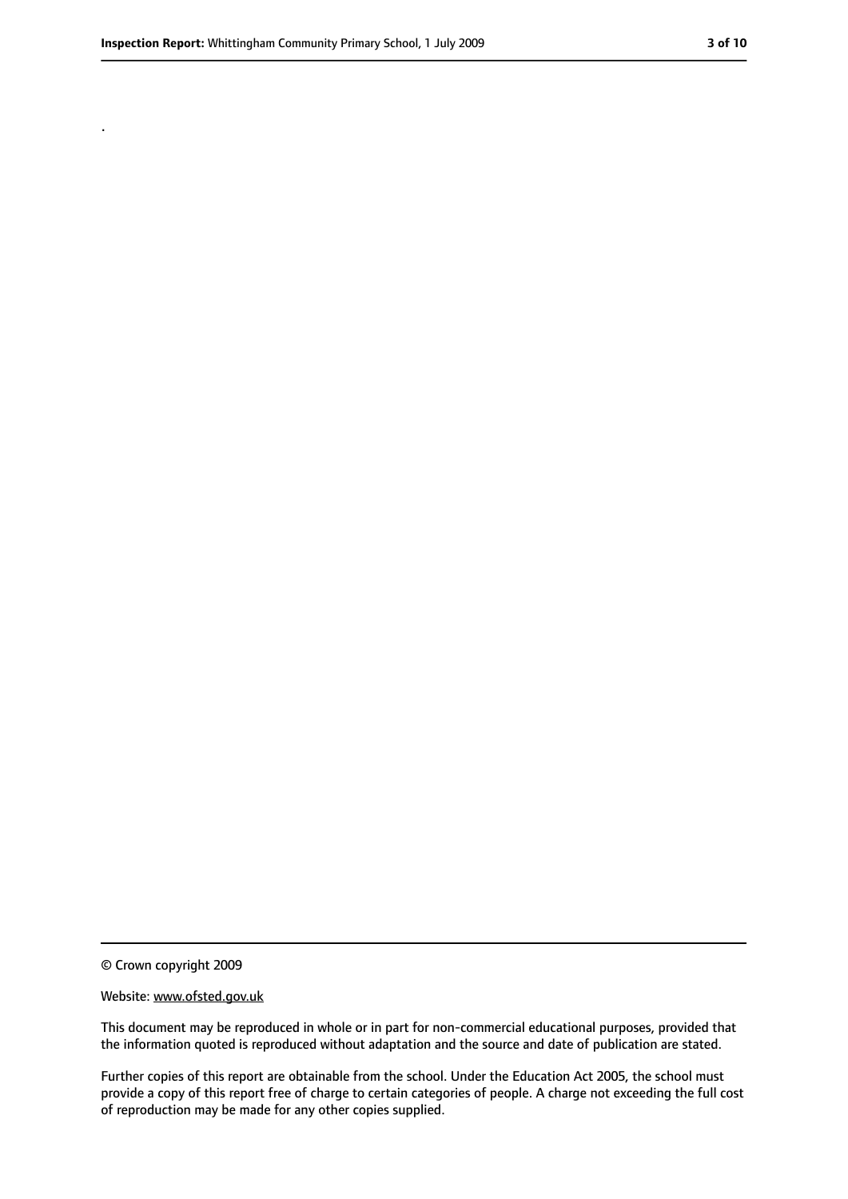.

© Crown copyright 2009

Website: www.ofsted.gov.uk

This document may be reproduced in whole or in part for non-commercial educational purposes, provided that the information quoted is reproduced without adaptation and the source and date of publication are stated.

Further copies of this report are obtainable from the school. Under the Education Act 2005, the school must provide a copy of this report free of charge to certain categories of people. A charge not exceeding the full cost of reproduction may be made for any other copies supplied.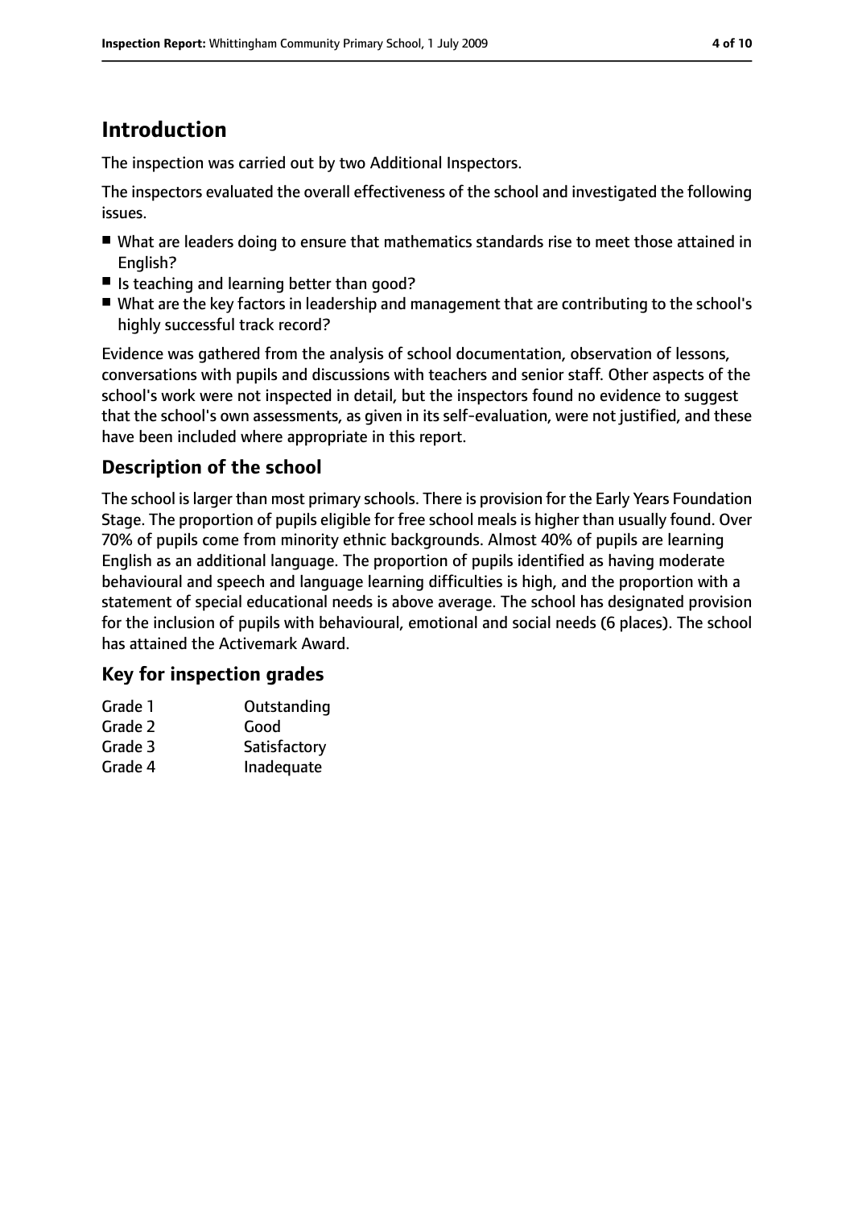# Introduction

The inspection was carried out by two Additional Inspectors.

The inspectors evaluated the overall effectiveness of the school and investigated the following issues.

- What are leaders doing to ensure that mathematics standards rise to meet those attained in English?
- Is teaching and learning better than good?
- What are the key factors in leadership and management that are contributing to the school's highly successful track record?

Evidence was gathered from the analysis of school documentation, observation of lessons, conversations with pupils and discussions with teachers and senior staff. Other aspects of the school's work were not inspected in detail, but the inspectors found no evidence to suggest that the school's own assessments, as given in its self-evaluation, were not justified, and these have been included where appropriate in this report.

## Description of the school

The school is larger than most primary schools. There is provision for the Early Years Foundation Stage. The proportion of pupils eligible for free school meals is higher than usually found. Over 70% of pupils come from minority ethnic backgrounds. Almost 40% of pupils are learning English as an additional language. The proportion of pupils identified as having moderate behavioural and speech and language learning difficulties is high, and the proportion with a statement of special educational needs is above average. The school has designated provision for the inclusion of pupils with behavioural, emotional and social needs (6 places). The school has attained the Activemark Award.

## Key for inspection grades

| | |
|---|---|
| Grade 1 | Outstanding |
| Grade 2 | Good |
| Grade 3 | Satisfactory |
| Grade 4 | Inadequate |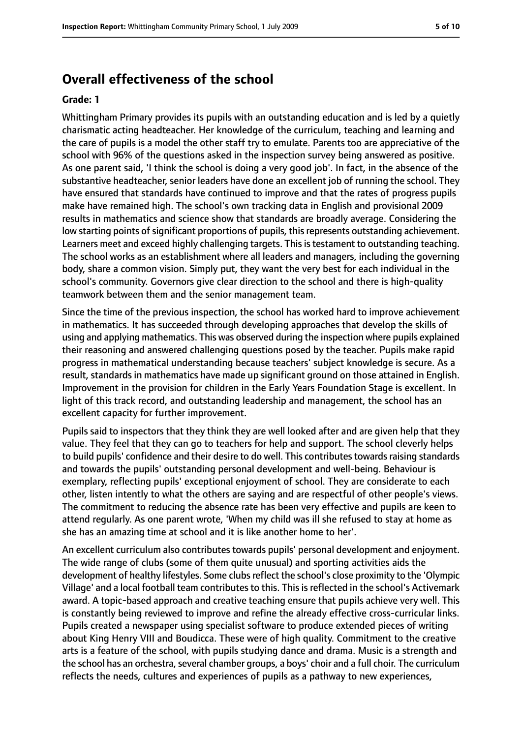## Overall effectiveness of the school

**Grade: 1**

Whittingham Primary provides its pupils with an outstanding education and is led by a quietly charismatic acting headteacher. Her knowledge of the curriculum, teaching and learning and the care of pupils is a model the other staff try to emulate. Parents too are appreciative of the school with 96% of the questions asked in the inspection survey being answered as positive. As one parent said, 'I think the school is doing a very good job'. In fact, in the absence of the substantive headteacher, senior leaders have done an excellent job of running the school. They have ensured that standards have continued to improve and that the rates of progress pupils make have remained high. The school's own tracking data in English and provisional 2009 results in mathematics and science show that standards are broadly average. Considering the low starting points of significant proportions of pupils, this represents outstanding achievement. Learners meet and exceed highly challenging targets. This is testament to outstanding teaching. The school works as an establishment where all leaders and managers, including the governing body, share a common vision. Simply put, they want the very best for each individual in the school's community. Governors give clear direction to the school and there is high-quality teamwork between them and the senior management team.

Since the time of the previous inspection, the school has worked hard to improve achievement in mathematics. It has succeeded through developing approaches that develop the skills of using and applying mathematics. This was observed during the inspection where pupils explained their reasoning and answered challenging questions posed by the teacher. Pupils make rapid progress in mathematical understanding because teachers' subject knowledge is secure. As a result, standards in mathematics have made up significant ground on those attained in English. Improvement in the provision for children in the Early Years Foundation Stage is excellent. In light of this track record, and outstanding leadership and management, the school has an excellent capacity for further improvement.

Pupils said to inspectors that they think they are well looked after and are given help that they value. They feel that they can go to teachers for help and support. The school cleverly helps to build pupils' confidence and their desire to do well. This contributes towards raising standards and towards the pupils' outstanding personal development and well-being. Behaviour is exemplary, reflecting pupils' exceptional enjoyment of school. They are considerate to each other, listen intently to what the others are saying and are respectful of other people's views. The commitment to reducing the absence rate has been very effective and pupils are keen to attend regularly. As one parent wrote, 'When my child was ill she refused to stay at home as she has an amazing time at school and it is like another home to her'.

An excellent curriculum also contributes towards pupils' personal development and enjoyment. The wide range of clubs (some of them quite unusual) and sporting activities aids the development of healthy lifestyles. Some clubs reflect the school's close proximity to the 'Olympic Village' and a local football team contributes to this. This is reflected in the school's Activemark award. A topic-based approach and creative teaching ensure that pupils achieve very well. This is constantly being reviewed to improve and refine the already effective cross-curricular links. Pupils created a newspaper using specialist software to produce extended pieces of writing about King Henry VIII and Boudicca. These were of high quality. Commitment to the creative arts is a feature of the school, with pupils studying dance and drama. Music is a strength and the school has an orchestra, several chamber groups, a boys' choir and a full choir. The curriculum reflects the needs, cultures and experiences of pupils as a pathway to new experiences,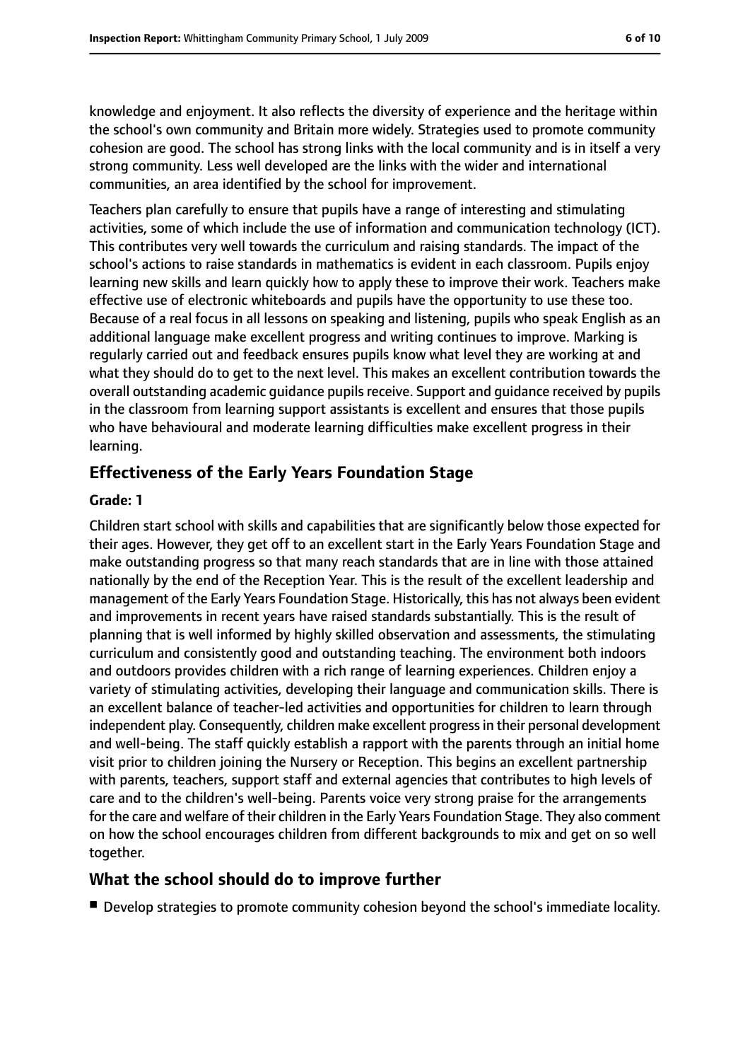knowledge and enjoyment. It also reflects the diversity of experience and the heritage within the school's own community and Britain more widely. Strategies used to promote community cohesion are good. The school has strong links with the local community and is in itself a very strong community. Less well developed are the links with the wider and international communities, an area identified by the school for improvement.

Teachers plan carefully to ensure that pupils have a range of interesting and stimulating activities, some of which include the use of information and communication technology (ICT). This contributes very well towards the curriculum and raising standards. The impact of the school's actions to raise standards in mathematics is evident in each classroom. Pupils enjoy learning new skills and learn quickly how to apply these to improve their work. Teachers make effective use of electronic whiteboards and pupils have the opportunity to use these too. Because of a real focus in all lessons on speaking and listening, pupils who speak English as an additional language make excellent progress and writing continues to improve. Marking is regularly carried out and feedback ensures pupils know what level they are working at and what they should do to get to the next level. This makes an excellent contribution towards the overall outstanding academic guidance pupils receive. Support and guidance received by pupils in the classroom from learning support assistants is excellent and ensures that those pupils who have behavioural and moderate learning difficulties make excellent progress in their learning.

## Effectiveness of the Early Years Foundation Stage

**Grade: 1**

Children start school with skills and capabilities that are significantly below those expected for their ages. However, they get off to an excellent start in the Early Years Foundation Stage and make outstanding progress so that many reach standards that are in line with those attained nationally by the end of the Reception Year. This is the result of the excellent leadership and management of the Early Years Foundation Stage. Historically, this has not always been evident and improvements in recent years have raised standards substantially. This is the result of planning that is well informed by highly skilled observation and assessments, the stimulating curriculum and consistently good and outstanding teaching. The environment both indoors and outdoors provides children with a rich range of learning experiences. Children enjoy a variety of stimulating activities, developing their language and communication skills. There is an excellent balance of teacher-led activities and opportunities for children to learn through independent play. Consequently, children make excellent progress in their personal development and well-being. The staff quickly establish a rapport with the parents through an initial home visit prior to children joining the Nursery or Reception. This begins an excellent partnership with parents, teachers, support staff and external agencies that contributes to high levels of care and to the children's well-being. Parents voice very strong praise for the arrangements for the care and welfare of their children in the Early Years Foundation Stage. They also comment on how the school encourages children from different backgrounds to mix and get on so well together.

## What the school should do to improve further

- Develop strategies to promote community cohesion beyond the school's immediate locality.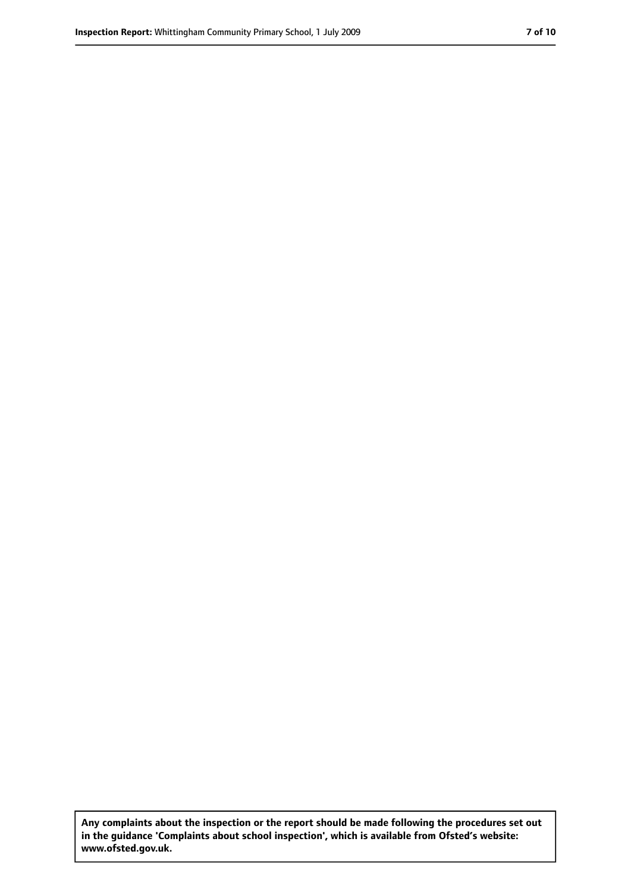**Any complaints about the inspection or the report should be made following the procedures set out in the guidance 'Complaints about school inspection', which is available from Ofsted's website: www.ofsted.gov.uk.**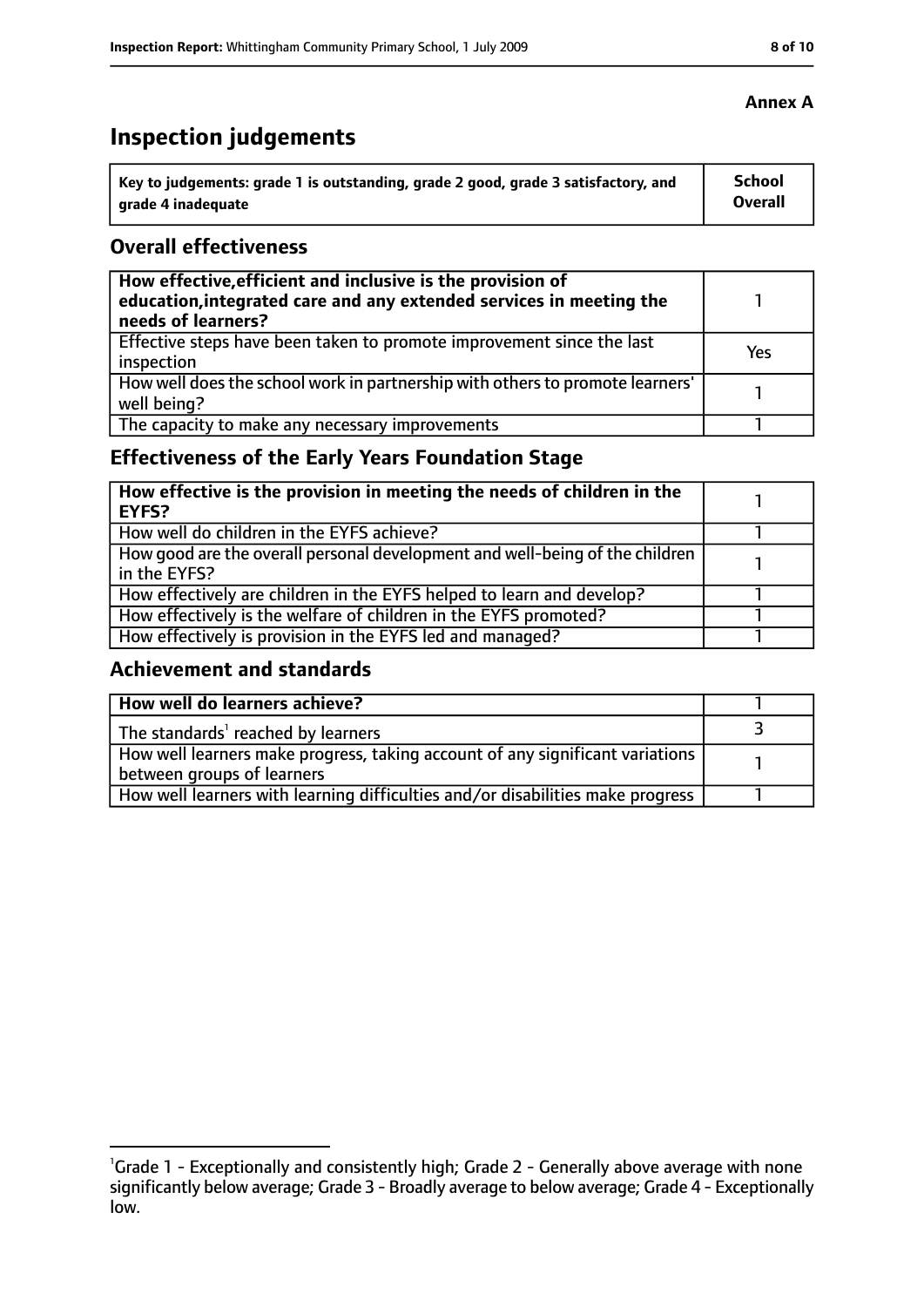**Annex A**

# Inspection judgements

| Key to judgements: grade 1 is outstanding, grade 2 good, grade 3 satisfactory, and grade 4 inadequate | School Overall |
|---|---|

## Overall effectiveness

| | |
|---|---|
| **How effective, efficient and inclusive is the provision of education, integrated care and any extended services in meeting the needs of learners?** | 1 |
| Effective steps have been taken to promote improvement since the last inspection | Yes |
| How well does the school work in partnership with others to promote learners' well being? | 1 |
| The capacity to make any necessary improvements | 1 |

## Effectiveness of the Early Years Foundation Stage

| | |
|---|---|
| **How effective is the provision in meeting the needs of children in the EYFS?** | 1 |
| How well do children in the EYFS achieve? | 1 |
| How good are the overall personal development and well-being of the children in the EYFS? | 1 |
| How effectively are children in the EYFS helped to learn and develop? | 1 |
| How effectively is the welfare of children in the EYFS promoted? | 1 |
| How effectively is provision in the EYFS led and managed? | 1 |

## Achievement and standards

| | |
|---|---|
| **How well do learners achieve?** | 1 |
| The standards[1] reached by learners | 3 |
| How well learners make progress, taking account of any significant variations between groups of learners | 1 |
| How well learners with learning difficulties and/or disabilities make progress | 1 |

[1]Grade 1 - Exceptionally and consistently high; Grade 2 - Generally above average with none significantly below average; Grade 3 - Broadly average to below average; Grade 4 - Exceptionally low.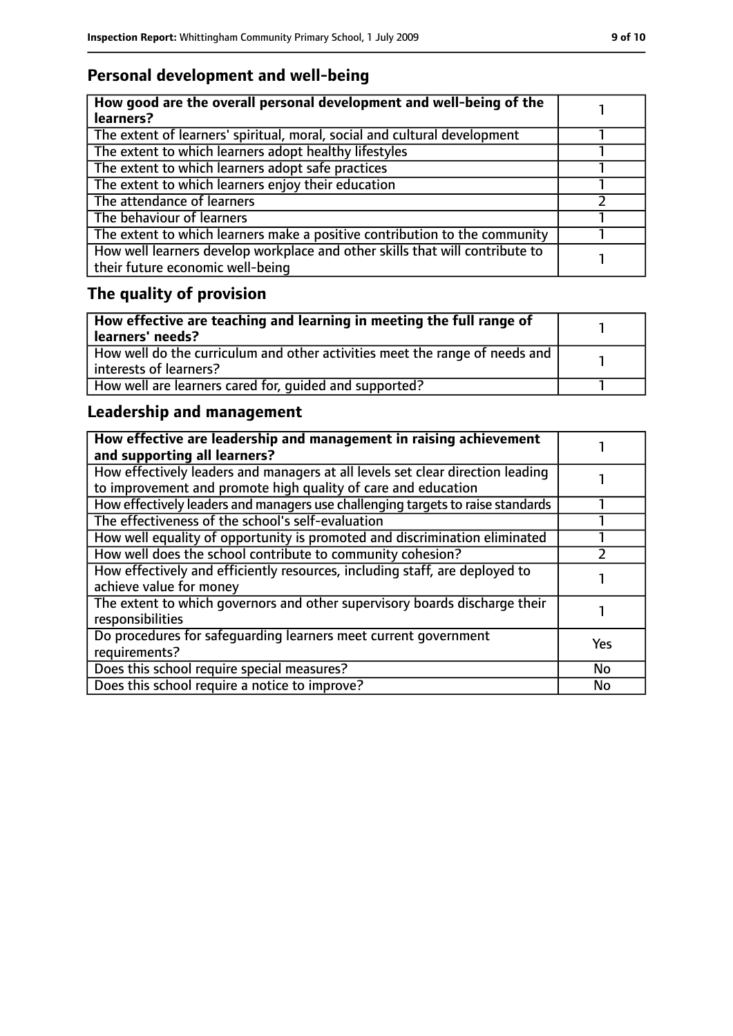## Personal development and well-being

| **How good are the overall personal development and well-being of the learners?** | 1 |
|---|---|
| The extent of learners' spiritual, moral, social and cultural development | 1 |
| The extent to which learners adopt healthy lifestyles | 1 |
| The extent to which learners adopt safe practices | 1 |
| The extent to which learners enjoy their education | 1 |
| The attendance of learners | 2 |
| The behaviour of learners | 1 |
| The extent to which learners make a positive contribution to the community | 1 |
| How well learners develop workplace and other skills that will contribute to their future economic well-being | 1 |

## The quality of provision

| **How effective are teaching and learning in meeting the full range of learners' needs?** | 1 |
|---|---|
| How well do the curriculum and other activities meet the range of needs and interests of learners? | 1 |
| How well are learners cared for, guided and supported? | 1 |

## Leadership and management

| **How effective are leadership and management in raising achievement and supporting all learners?** | 1 |
|---|---|
| How effectively leaders and managers at all levels set clear direction leading to improvement and promote high quality of care and education | 1 |
| How effectively leaders and managers use challenging targets to raise standards | 1 |
| The effectiveness of the school's self-evaluation | 1 |
| How well equality of opportunity is promoted and discrimination eliminated | 1 |
| How well does the school contribute to community cohesion? | 2 |
| How effectively and efficiently resources, including staff, are deployed to achieve value for money | 1 |
| The extent to which governors and other supervisory boards discharge their responsibilities | 1 |
| Do procedures for safeguarding learners meet current government requirements? | Yes |
| Does this school require special measures? | No |
| Does this school require a notice to improve? | No |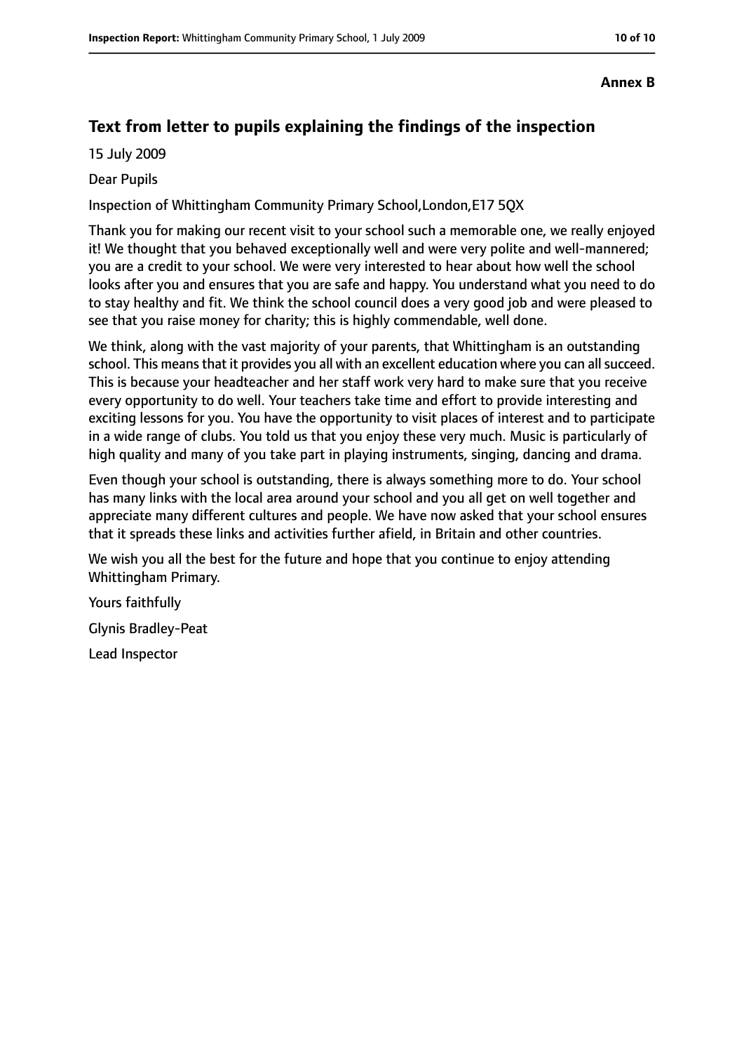**Annex B**

## Text from letter to pupils explaining the findings of the inspection

15 July 2009

Dear Pupils

Inspection of Whittingham Community Primary School,London,E17 5QX

Thank you for making our recent visit to your school such a memorable one, we really enjoyed it! We thought that you behaved exceptionally well and were very polite and well-mannered; you are a credit to your school. We were very interested to hear about how well the school looks after you and ensures that you are safe and happy. You understand what you need to do to stay healthy and fit. We think the school council does a very good job and were pleased to see that you raise money for charity; this is highly commendable, well done.

We think, along with the vast majority of your parents, that Whittingham is an outstanding school. This means that it provides you all with an excellent education where you can all succeed. This is because your headteacher and her staff work very hard to make sure that you receive every opportunity to do well. Your teachers take time and effort to provide interesting and exciting lessons for you. You have the opportunity to visit places of interest and to participate in a wide range of clubs. You told us that you enjoy these very much. Music is particularly of high quality and many of you take part in playing instruments, singing, dancing and drama.

Even though your school is outstanding, there is always something more to do. Your school has many links with the local area around your school and you all get on well together and appreciate many different cultures and people. We have now asked that your school ensures that it spreads these links and activities further afield, in Britain and other countries.

We wish you all the best for the future and hope that you continue to enjoy attending Whittingham Primary.

Yours faithfully

Glynis Bradley-Peat

Lead Inspector